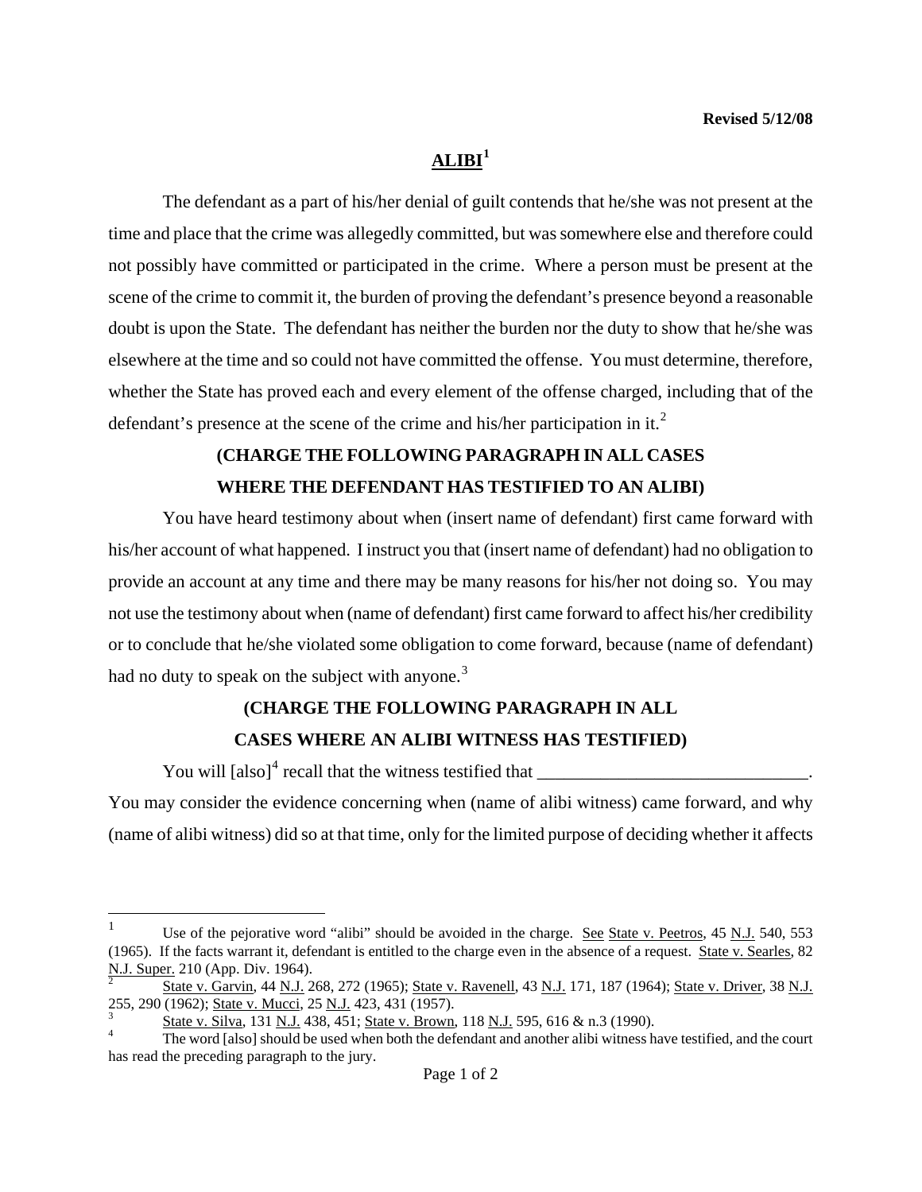Revised 5/12/08

# ALIBI[1]

The defendant as a part of his/her denial of guilt contends that he/she was not present at the time and place that the crime was allegedly committed, but was somewhere else and therefore could not possibly have committed or participated in the crime. Where a person must be present at the scene of the crime to commit it, the burden of proving the defendant's presence beyond a reasonable doubt is upon the State. The defendant has neither the burden nor the duty to show that he/she was elsewhere at the time and so could not have committed the offense. You must determine, therefore, whether the State has proved each and every element of the offense charged, including that of the defendant's presence at the scene of the crime and his/her participation in it.[2]

**(CHARGE THE FOLLOWING PARAGRAPH IN ALL CASES WHERE THE DEFENDANT HAS TESTIFIED TO AN ALIBI)**

You have heard testimony about when (insert name of defendant) first came forward with his/her account of what happened. I instruct you that (insert name of defendant) had no obligation to provide an account at any time and there may be many reasons for his/her not doing so. You may not use the testimony about when (name of defendant) first came forward to affect his/her credibility or to conclude that he/she violated some obligation to come forward, because (name of defendant) had no duty to speak on the subject with anyone.[3]

**(CHARGE THE FOLLOWING PARAGRAPH IN ALL CASES WHERE AN ALIBI WITNESS HAS TESTIFIED)**

You will [also][4] recall that the witness testified that ______________________________. You may consider the evidence concerning when (name of alibi witness) came forward, and why (name of alibi witness) did so at that time, only for the limited purpose of deciding whether it affects

---

[1] Use of the pejorative word "alibi" should be avoided in the charge. See State v. Peetros, 45 N.J. 540, 553 (1965). If the facts warrant it, defendant is entitled to the charge even in the absence of a request. State v. Searles, 82 N.J. Super. 210 (App. Div. 1964).

[2] State v. Garvin, 44 N.J. 268, 272 (1965); State v. Ravenell, 43 N.J. 171, 187 (1964); State v. Driver, 38 N.J. 255, 290 (1962); State v. Mucci, 25 N.J. 423, 431 (1957).

[3] State v. Silva, 131 N.J. 438, 451; State v. Brown, 118 N.J. 595, 616 & n.3 (1990).

[4] The word [also] should be used when both the defendant and another alibi witness have testified, and the court has read the preceding paragraph to the jury.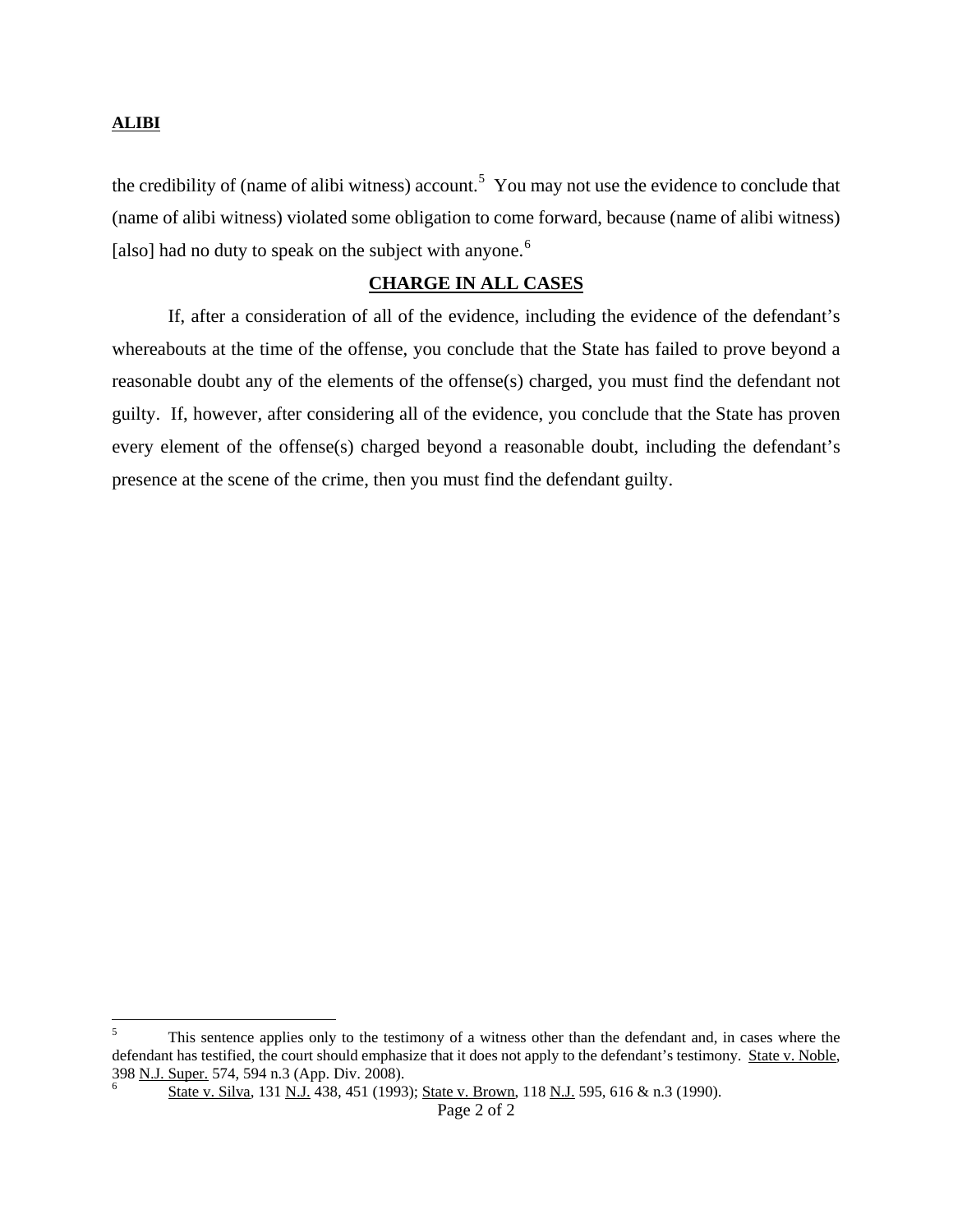the credibility of (name of alibi witness) account.[5] You may not use the evidence to conclude that (name of alibi witness) violated some obligation to come forward, because (name of alibi witness) [also] had no duty to speak on the subject with anyone.[6]

## CHARGE IN ALL CASES

If, after a consideration of all of the evidence, including the evidence of the defendant's whereabouts at the time of the offense, you conclude that the State has failed to prove beyond a reasonable doubt any of the elements of the offense(s) charged, you must find the defendant not guilty. If, however, after considering all of the evidence, you conclude that the State has proven every element of the offense(s) charged beyond a reasonable doubt, including the defendant's presence at the scene of the crime, then you must find the defendant guilty.

---

[5] This sentence applies only to the testimony of a witness other than the defendant and, in cases where the defendant has testified, the court should emphasize that it does not apply to the defendant's testimony. State v. Noble, 398 N.J. Super. 574, 594 n.3 (App. Div. 2008).

[6] State v. Silva, 131 N.J. 438, 451 (1993); State v. Brown, 118 N.J. 595, 616 & n.3 (1990).